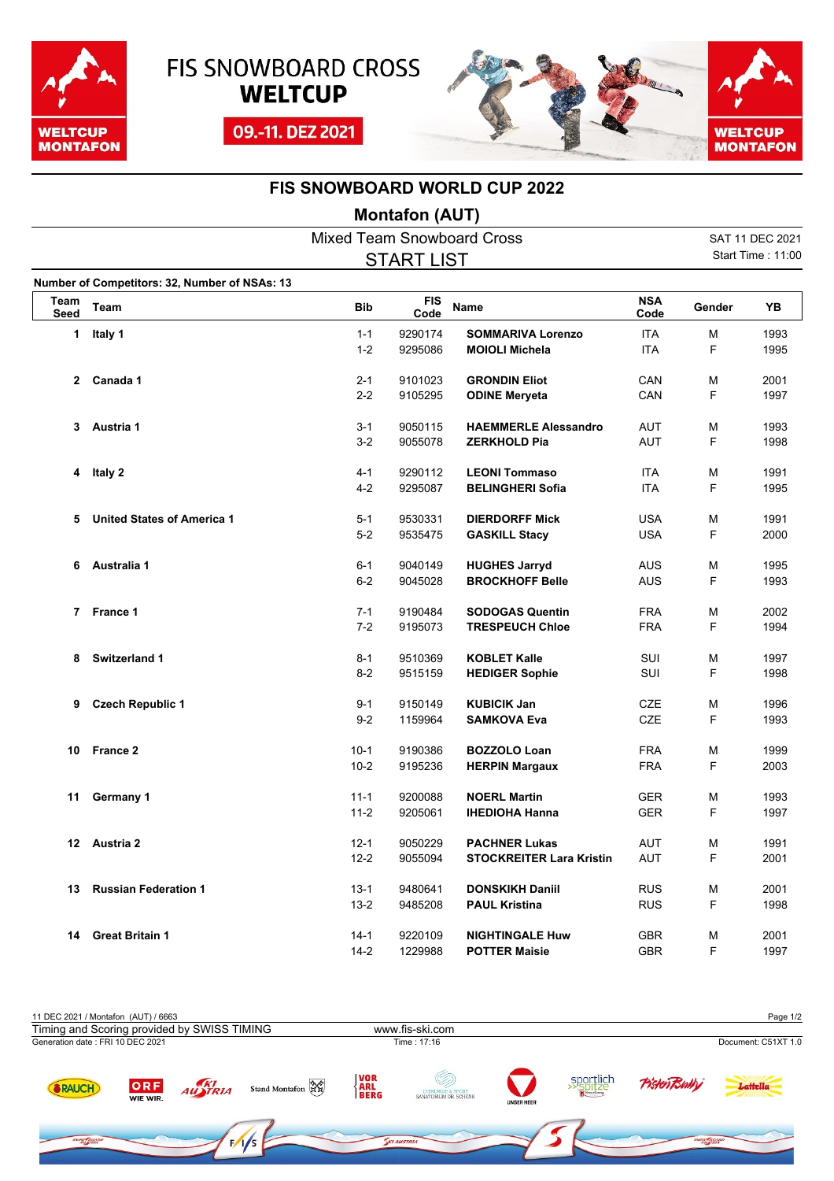FIS SNOWBOARD CROSS **WELTCUP**

09.-11. DEZ 2021

# FIS SNOWBOARD WORLD CUP 2022

## Montafon (AUT)

Mixed Team Snowboard Cross

START LIST

SAT 11 DEC 2021
Start Time : 11:00

**Number of Competitors: 32, Number of NSAs: 13**

| Team Seed | Team | Bib | FIS Code | Name | NSA Code | Gender | YB |
|---|---|---|---|---|---|---|---|
| 1 | **Italy 1** | 1-1 | 9290174 | **SOMMARIVA Lorenzo** | ITA | M | 1993 |
| | | 1-2 | 9295086 | **MOIOLI Michela** | ITA | F | 1995 |
| 2 | **Canada 1** | 2-1 | 9101023 | **GRONDIN Eliot** | CAN | M | 2001 |
| | | 2-2 | 9105295 | **ODINE Meryeta** | CAN | F | 1997 |
| 3 | **Austria 1** | 3-1 | 9050115 | **HAEMMERLE Alessandro** | AUT | M | 1993 |
| | | 3-2 | 9055078 | **ZERKHOLD Pia** | AUT | F | 1998 |
| 4 | **Italy 2** | 4-1 | 9290112 | **LEONI Tommaso** | ITA | M | 1991 |
| | | 4-2 | 9295087 | **BELINGHERI Sofia** | ITA | F | 1995 |
| 5 | **United States of America 1** | 5-1 | 9530331 | **DIERDORFF Mick** | USA | M | 1991 |
| | | 5-2 | 9535475 | **GASKILL Stacy** | USA | F | 2000 |
| 6 | **Australia 1** | 6-1 | 9040149 | **HUGHES Jarryd** | AUS | M | 1995 |
| | | 6-2 | 9045028 | **BROCKHOFF Belle** | AUS | F | 1993 |
| 7 | **France 1** | 7-1 | 9190484 | **SODOGAS Quentin** | FRA | M | 2002 |
| | | 7-2 | 9195073 | **TRESPEUCH Chloe** | FRA | F | 1994 |
| 8 | **Switzerland 1** | 8-1 | 9510369 | **KOBLET Kalle** | SUI | M | 1997 |
| | | 8-2 | 9515159 | **HEDIGER Sophie** | SUI | F | 1998 |
| 9 | **Czech Republic 1** | 9-1 | 9150149 | **KUBICIK Jan** | CZE | M | 1996 |
| | | 9-2 | 1159964 | **SAMKOVA Eva** | CZE | F | 1993 |
| 10 | **France 2** | 10-1 | 9190386 | **BOZZOLO Loan** | FRA | M | 1999 |
| | | 10-2 | 9195236 | **HERPIN Margaux** | FRA | F | 2003 |
| 11 | **Germany 1** | 11-1 | 9200088 | **NOERL Martin** | GER | M | 1993 |
| | | 11-2 | 9205061 | **IHEDIOHA Hanna** | GER | F | 1997 |
| 12 | **Austria 2** | 12-1 | 9050229 | **PACHNER Lukas** | AUT | M | 1991 |
| | | 12-2 | 9055094 | **STOCKREITER Lara Kristin** | AUT | F | 2001 |
| 13 | **Russian Federation 1** | 13-1 | 9480641 | **DONSKIKH Daniil** | RUS | M | 2001 |
| | | 13-2 | 9485208 | **PAUL Kristina** | RUS | F | 1998 |
| 14 | **Great Britain 1** | 14-1 | 9220109 | **NIGHTINGALE Huw** | GBR | M | 2001 |
| | | 14-2 | 1229988 | **POTTER Maisie** | GBR | F | 1997 |

11 DEC 2021 / Montafon (AUT) / 6663
Timing and Scoring provided by SWISS TIMING — www.fis-ski.com
Generation date : FRI 10 DEC 2021 — Time : 17:16 — Document: C51XT 1.0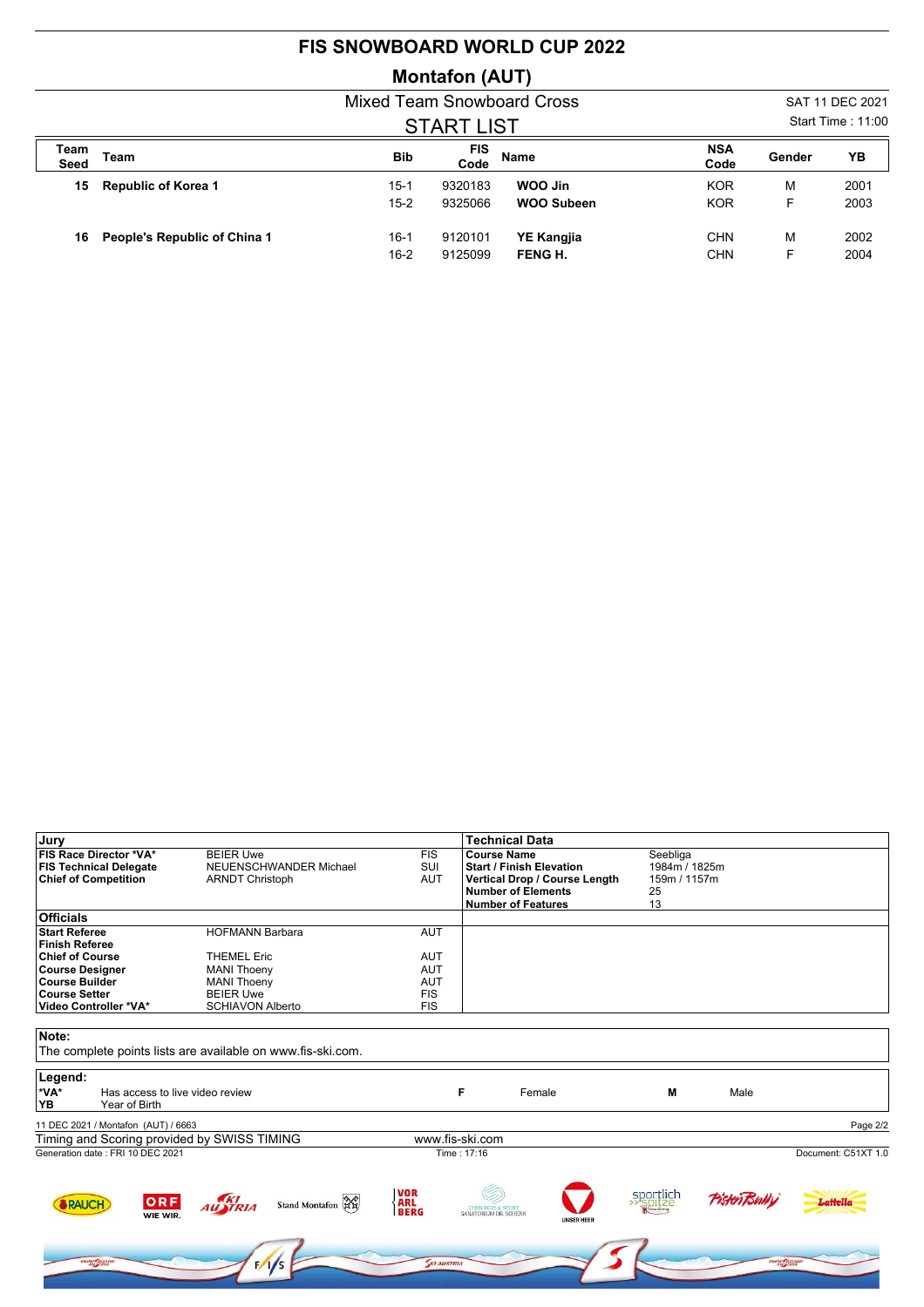# FIS SNOWBOARD WORLD CUP 2022

## Montafon (AUT)

### Mixed Team Snowboard Cross

### START LIST

SAT 11 DEC 2021

Start Time : 11:00

| Team Seed | Team | Bib | FIS Code | Name | NSA Code | Gender | YB |
|---|---|---|---|---|---|---|---|
| 15 | **Republic of Korea 1** | 15-1 | 9320183 | **WOO Jin** | KOR | M | 2001 |
| | | 15-2 | 9325066 | **WOO Subeen** | KOR | F | 2003 |
| 16 | **People's Republic of China 1** | 16-1 | 9120101 | **YE Kangjia** | CHN | M | 2002 |
| | | 16-2 | 9125099 | **FENG H.** | CHN | F | 2004 |

| Jury | | |
|---|---|---|
| **FIS Race Director \*VA\*** | BEIER Uwe | FIS |
| **FIS Technical Delegate** | NEUENSCHWANDER Michael | SUI |
| **Chief of Competition** | ARNDT Christoph | AUT |

| Officials | | |
|---|---|---|
| **Start Referee** | HOFMANN Barbara | AUT |
| **Finish Referee** | | |
| **Chief of Course** | THEMEL Eric | AUT |
| **Course Designer** | MANI Thoeny | AUT |
| **Course Builder** | MANI Thoeny | AUT |
| **Course Setter** | BEIER Uwe | FIS |
| **Video Controller \*VA\*** | SCHIAVON Alberto | FIS |

| Technical Data | |
|---|---|
| **Course Name** | Seebliga |
| **Start / Finish Elevation** | 1984m / 1825m |
| **Vertical Drop / Course Length** | 159m / 1157m |
| **Number of Elements** | 25 |
| **Number of Features** | 13 |

**Note:**
The complete points lists are available on www.fis-ski.com.

**Legend:**

| | | | | | |
|---|---|---|---|---|---|
| \*VA\* | Has access to live video review | F | Female | M | Male |
| YB | Year of Birth | | | | |

11 DEC 2021 / Montafon (AUT) / 6663

Timing and Scoring provided by SWISS TIMING

www.fis-ski.com

Generation date : FRI 10 DEC 2021 Time : 17:16

Document: C51XT 1.0